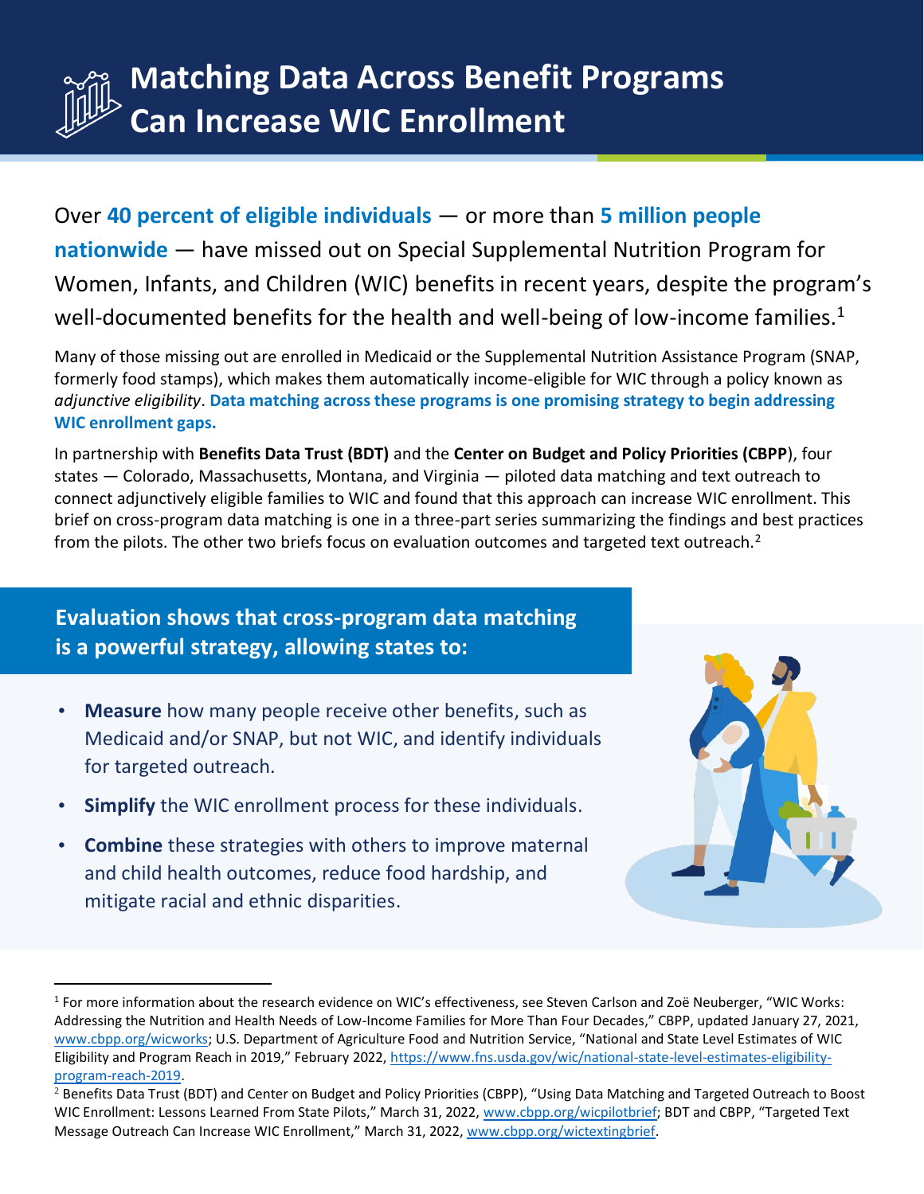# Matching Data Across Benefit Programs Can Increase WIC Enrollment

Over **40 percent of eligible individuals** — or more than **5 million people nationwide** — have missed out on Special Supplemental Nutrition Program for Women, Infants, and Children (WIC) benefits in recent years, despite the program's well-documented benefits for the health and well-being of low-income families.[1]

Many of those missing out are enrolled in Medicaid or the Supplemental Nutrition Assistance Program (SNAP, formerly food stamps), which makes them automatically income-eligible for WIC through a policy known as *adjunctive eligibility*. **Data matching across these programs is one promising strategy to begin addressing WIC enrollment gaps.**

In partnership with **Benefits Data Trust (BDT)** and the **Center on Budget and Policy Priorities (CBPP)**, four states — Colorado, Massachusetts, Montana, and Virginia — piloted data matching and text outreach to connect adjunctively eligible families to WIC and found that this approach can increase WIC enrollment. This brief on cross-program data matching is one in a three-part series summarizing the findings and best practices from the pilots. The other two briefs focus on evaluation outcomes and targeted text outreach.[2]

## Evaluation shows that cross-program data matching is a powerful strategy, allowing states to:

- **Measure** how many people receive other benefits, such as Medicaid and/or SNAP, but not WIC, and identify individuals for targeted outreach.
- **Simplify** the WIC enrollment process for these individuals.
- **Combine** these strategies with others to improve maternal and child health outcomes, reduce food hardship, and mitigate racial and ethnic disparities.

---

[1] For more information about the research evidence on WIC's effectiveness, see Steven Carlson and Zoë Neuberger, "WIC Works: Addressing the Nutrition and Health Needs of Low-Income Families for More Than Four Decades," CBPP, updated January 27, 2021, www.cbpp.org/wicworks; U.S. Department of Agriculture Food and Nutrition Service, "National and State Level Estimates of WIC Eligibility and Program Reach in 2019," February 2022, https://www.fns.usda.gov/wic/national-state-level-estimates-eligibility-program-reach-2019.

[2] Benefits Data Trust (BDT) and Center on Budget and Policy Priorities (CBPP), "Using Data Matching and Targeted Outreach to Boost WIC Enrollment: Lessons Learned From State Pilots," March 31, 2022, www.cbpp.org/wicpilotbrief; BDT and CBPP, "Targeted Text Message Outreach Can Increase WIC Enrollment," March 31, 2022, www.cbpp.org/wictextingbrief.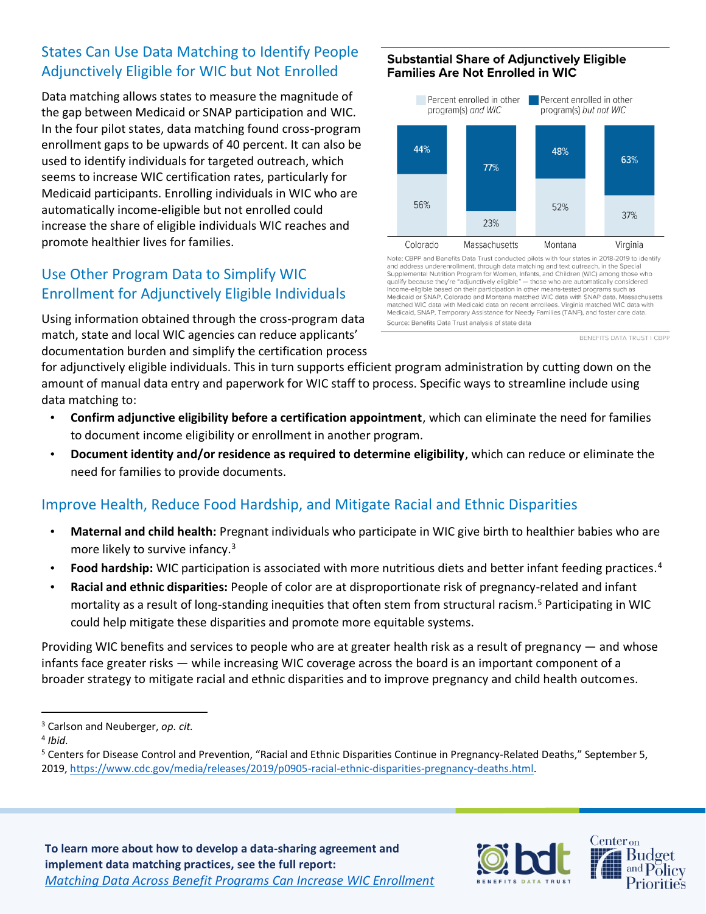## States Can Use Data Matching to Identify People Adjunctively Eligible for WIC but Not Enrolled

Data matching allows states to measure the magnitude of the gap between Medicaid or SNAP participation and WIC. In the four pilot states, data matching found cross-program enrollment gaps to be upwards of 40 percent. It can also be used to identify individuals for targeted outreach, which seems to increase WIC certification rates, particularly for Medicaid participants. Enrolling individuals in WIC who are automatically income-eligible but not enrolled could increase the share of eligible individuals WIC reaches and promote healthier lives for families.

**Substantial Share of Adjunctively Eligible Families Are Not Enrolled in WIC**

Percent enrolled in other program(s) *and WIC*

Percent enrolled in other program(s) *but not WIC*

44%
56%
Colorado

77%
23%
Massachusetts

48%
52%
Montana

63%
37%
Virginia

Note: CBPP and Benefits Data Trust conducted pilots with four states in 2018-2019 to identify and address underenrollment, through data matching and text outreach, in the Special Supplemental Nutrition Program for Women, Infants, and Children (WIC) among those who qualify because they're "adjunctively eligible" — those who are automatically considered income-eligible based on their participation in other means-tested programs such as Medicaid or SNAP. Colorado and Montana matched WIC data with SNAP data. Massachusetts matched WIC data with Medicaid data on recent enrollees. Virginia matched WIC data with Medicaid, SNAP, Temporary Assistance for Needy Families (TANF), and foster care data.

Source: Benefits Data Trust analysis of state data

BENEFITS DATA TRUST | CBPP

## Use Other Program Data to Simplify WIC Enrollment for Adjunctively Eligible Individuals

Using information obtained through the cross-program data match, state and local WIC agencies can reduce applicants' documentation burden and simplify the certification process for adjunctively eligible individuals. This in turn supports efficient program administration by cutting down on the amount of manual data entry and paperwork for WIC staff to process. Specific ways to streamline include using data matching to:

- **Confirm adjunctive eligibility before a certification appointment**, which can eliminate the need for families to document income eligibility or enrollment in another program.
- **Document identity and/or residence as required to determine eligibility**, which can reduce or eliminate the need for families to provide documents.

## Improve Health, Reduce Food Hardship, and Mitigate Racial and Ethnic Disparities

- **Maternal and child health:** Pregnant individuals who participate in WIC give birth to healthier babies who are more likely to survive infancy.[3]
- **Food hardship:** WIC participation is associated with more nutritious diets and better infant feeding practices.[4]
- **Racial and ethnic disparities:** People of color are at disproportionate risk of pregnancy-related and infant mortality as a result of long-standing inequities that often stem from structural racism.[5] Participating in WIC could help mitigate these disparities and promote more equitable systems.

Providing WIC benefits and services to people who are at greater health risk as a result of pregnancy — and whose infants face greater risks — while increasing WIC coverage across the board is an important component of a broader strategy to mitigate racial and ethnic disparities and to improve pregnancy and child health outcomes.

[3] Carlson and Neuberger, *op. cit.*

[4] *Ibid.*

[5] Centers for Disease Control and Prevention, "Racial and Ethnic Disparities Continue in Pregnancy-Related Deaths," September 5, 2019, https://www.cdc.gov/media/releases/2019/p0905-racial-ethnic-disparities-pregnancy-deaths.html.

**To learn more about how to develop a data-sharing agreement and implement data matching practices, see the full report:**
*Matching Data Across Benefit Programs Can Increase WIC Enrollment*

BENEFITS DATA TRUST

Center on Budget and Policy Priorities